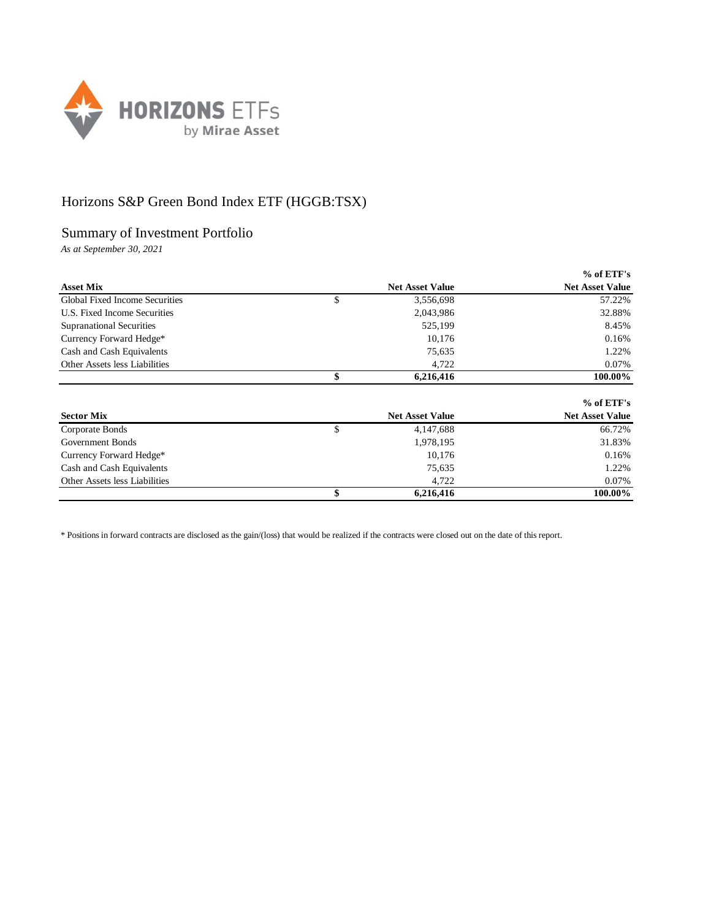# Horizons S&P Green Bond Index ETF (HGGB:TSX)

## Summary of Investment Portfolio

*As at September 30, 2021*

| Asset Mix | | Net Asset Value | % of ETF's Net Asset Value |
|---|---|---|---|
| Global Fixed Income Securities | $ | 3,556,698 | 57.22% |
| U.S. Fixed Income Securities | | 2,043,986 | 32.88% |
| Supranational Securities | | 525,199 | 8.45% |
| Currency Forward Hedge* | | 10,176 | 0.16% |
| Cash and Cash Equivalents | | 75,635 | 1.22% |
| Other Assets less Liabilities | | 4,722 | 0.07% |
| | **$** | **6,216,416** | **100.00%** |

| Sector Mix | | Net Asset Value | % of ETF's Net Asset Value |
|---|---|---|---|
| Corporate Bonds | $ | 4,147,688 | 66.72% |
| Government Bonds | | 1,978,195 | 31.83% |
| Currency Forward Hedge* | | 10,176 | 0.16% |
| Cash and Cash Equivalents | | 75,635 | 1.22% |
| Other Assets less Liabilities | | 4,722 | 0.07% |
| | **$** | **6,216,416** | **100.00%** |

* Positions in forward contracts are disclosed as the gain/(loss) that would be realized if the contracts were closed out on the date of this report.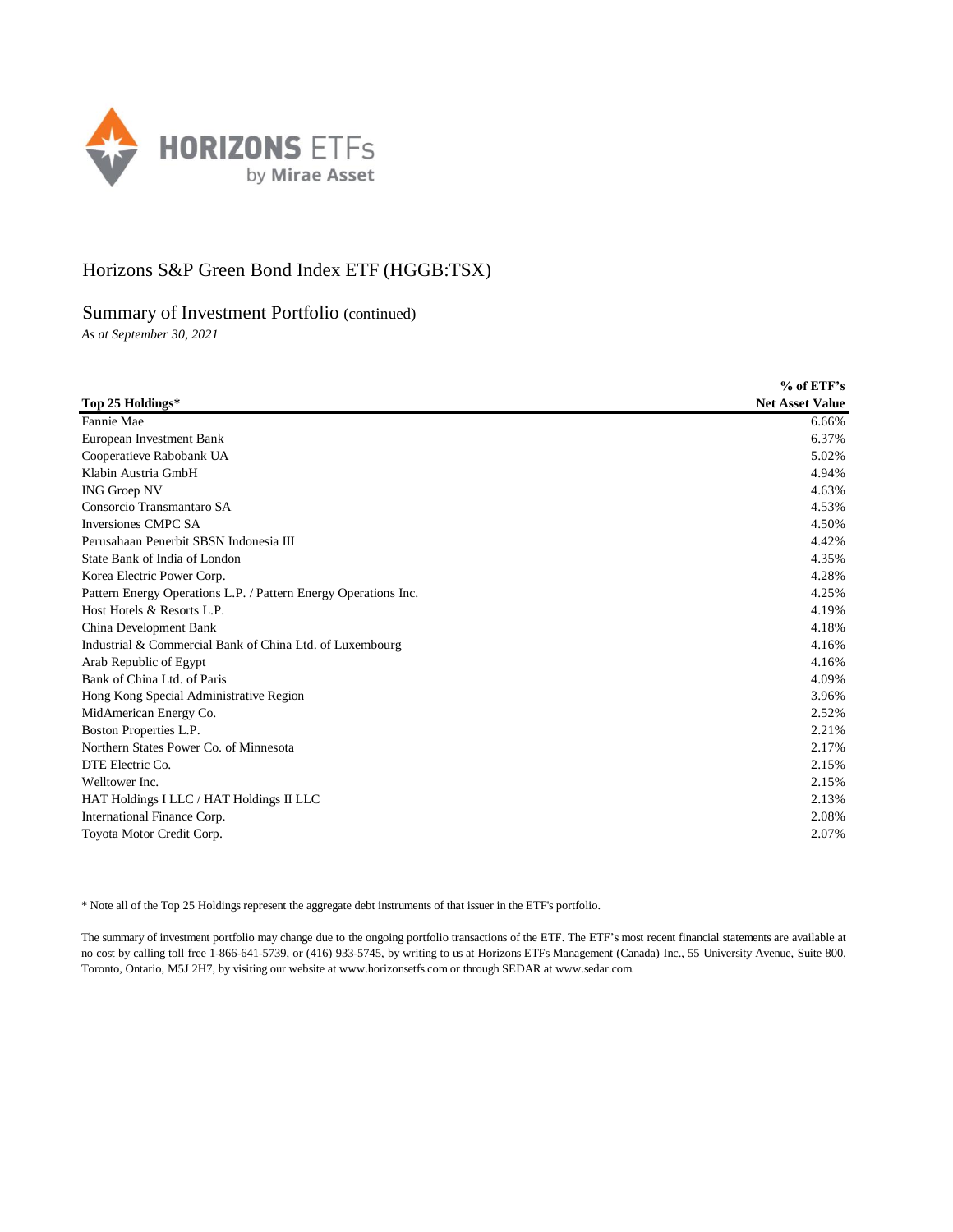# Horizons S&P Green Bond Index ETF (HGGB:TSX)

## Summary of Investment Portfolio (continued)

*As at September 30, 2021*

| Top 25 Holdings* | % of ETF's Net Asset Value |
|---|---|
| Fannie Mae | 6.66% |
| European Investment Bank | 6.37% |
| Cooperatieve Rabobank UA | 5.02% |
| Klabin Austria GmbH | 4.94% |
| ING Groep NV | 4.63% |
| Consorcio Transmantaro SA | 4.53% |
| Inversiones CMPC SA | 4.50% |
| Perusahaan Penerbit SBSN Indonesia III | 4.42% |
| State Bank of India of London | 4.35% |
| Korea Electric Power Corp. | 4.28% |
| Pattern Energy Operations L.P. / Pattern Energy Operations Inc. | 4.25% |
| Host Hotels & Resorts L.P. | 4.19% |
| China Development Bank | 4.18% |
| Industrial & Commercial Bank of China Ltd. of Luxembourg | 4.16% |
| Arab Republic of Egypt | 4.16% |
| Bank of China Ltd. of Paris | 4.09% |
| Hong Kong Special Administrative Region | 3.96% |
| MidAmerican Energy Co. | 2.52% |
| Boston Properties L.P. | 2.21% |
| Northern States Power Co. of Minnesota | 2.17% |
| DTE Electric Co. | 2.15% |
| Welltower Inc. | 2.15% |
| HAT Holdings I LLC / HAT Holdings II LLC | 2.13% |
| International Finance Corp. | 2.08% |
| Toyota Motor Credit Corp. | 2.07% |

* Note all of the Top 25 Holdings represent the aggregate debt instruments of that issuer in the ETF's portfolio.

The summary of investment portfolio may change due to the ongoing portfolio transactions of the ETF. The ETF's most recent financial statements are available at no cost by calling toll free 1-866-641-5739, or (416) 933-5745, by writing to us at Horizons ETFs Management (Canada) Inc., 55 University Avenue, Suite 800, Toronto, Ontario, M5J 2H7, by visiting our website at www.horizonsetfs.com or through SEDAR at www.sedar.com.